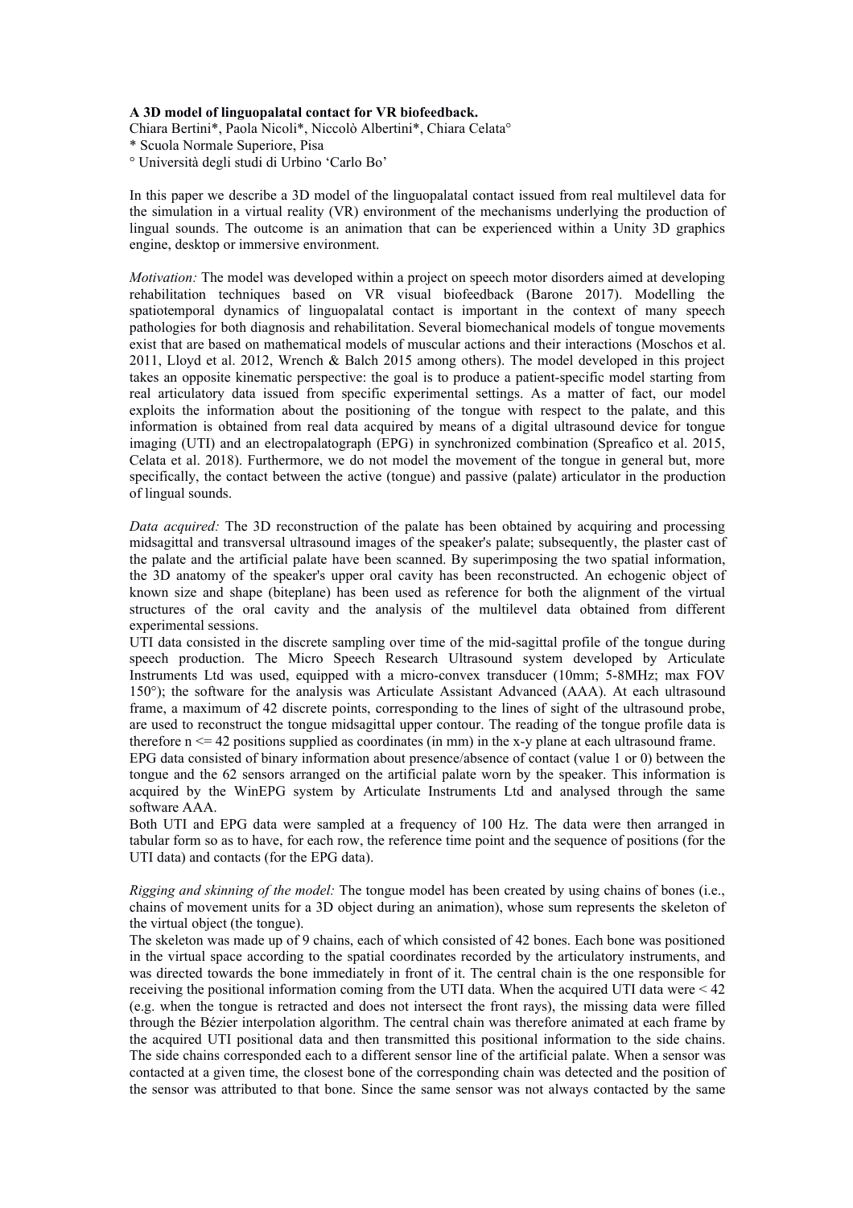**A 3D model of linguopalatal contact for VR biofeedback.**

Chiara Bertini*, Paola Nicoli*, Niccolò Albertini*, Chiara Celata°

* Scuola Normale Superiore, Pisa

° Università degli studi di Urbino 'Carlo Bo'

In this paper we describe a 3D model of the linguopalatal contact issued from real multilevel data for the simulation in a virtual reality (VR) environment of the mechanisms underlying the production of lingual sounds. The outcome is an animation that can be experienced within a Unity 3D graphics engine, desktop or immersive environment.

*Motivation:* The model was developed within a project on speech motor disorders aimed at developing rehabilitation techniques based on VR visual biofeedback (Barone 2017). Modelling the spatiotemporal dynamics of linguopalatal contact is important in the context of many speech pathologies for both diagnosis and rehabilitation. Several biomechanical models of tongue movements exist that are based on mathematical models of muscular actions and their interactions (Moschos et al. 2011, Lloyd et al. 2012, Wrench & Balch 2015 among others). The model developed in this project takes an opposite kinematic perspective: the goal is to produce a patient-specific model starting from real articulatory data issued from specific experimental settings. As a matter of fact, our model exploits the information about the positioning of the tongue with respect to the palate, and this information is obtained from real data acquired by means of a digital ultrasound device for tongue imaging (UTI) and an electropalatograph (EPG) in synchronized combination (Spreafico et al. 2015, Celata et al. 2018). Furthermore, we do not model the movement of the tongue in general but, more specifically, the contact between the active (tongue) and passive (palate) articulator in the production of lingual sounds.

*Data acquired:* The 3D reconstruction of the palate has been obtained by acquiring and processing midsagittal and transversal ultrasound images of the speaker's palate; subsequently, the plaster cast of the palate and the artificial palate have been scanned. By superimposing the two spatial information, the 3D anatomy of the speaker's upper oral cavity has been reconstructed. An echogenic object of known size and shape (biteplane) has been used as reference for both the alignment of the virtual structures of the oral cavity and the analysis of the multilevel data obtained from different experimental sessions.

UTI data consisted in the discrete sampling over time of the mid-sagittal profile of the tongue during speech production. The Micro Speech Research Ultrasound system developed by Articulate Instruments Ltd was used, equipped with a micro-convex transducer (10mm; 5-8MHz; max FOV 150°); the software for the analysis was Articulate Assistant Advanced (AAA). At each ultrasound frame, a maximum of 42 discrete points, corresponding to the lines of sight of the ultrasound probe, are used to reconstruct the tongue midsagittal upper contour. The reading of the tongue profile data is therefore $n \le 42$ positions supplied as coordinates (in mm) in the x-y plane at each ultrasound frame.

EPG data consisted of binary information about presence/absence of contact (value 1 or 0) between the tongue and the 62 sensors arranged on the artificial palate worn by the speaker. This information is acquired by the WinEPG system by Articulate Instruments Ltd and analysed through the same software AAA.

Both UTI and EPG data were sampled at a frequency of 100 Hz. The data were then arranged in tabular form so as to have, for each row, the reference time point and the sequence of positions (for the UTI data) and contacts (for the EPG data).

*Rigging and skinning of the model:* The tongue model has been created by using chains of bones (i.e., chains of movement units for a 3D object during an animation), whose sum represents the skeleton of the virtual object (the tongue).

The skeleton was made up of 9 chains, each of which consisted of 42 bones. Each bone was positioned in the virtual space according to the spatial coordinates recorded by the articulatory instruments, and was directed towards the bone immediately in front of it. The central chain is the one responsible for receiving the positional information coming from the UTI data. When the acquired UTI data were < 42 (e.g. when the tongue is retracted and does not intersect the front rays), the missing data were filled through the Bézier interpolation algorithm. The central chain was therefore animated at each frame by the acquired UTI positional data and then transmitted this positional information to the side chains. The side chains corresponded each to a different sensor line of the artificial palate. When a sensor was contacted at a given time, the closest bone of the corresponding chain was detected and the position of the sensor was attributed to that bone. Since the same sensor was not always contacted by the same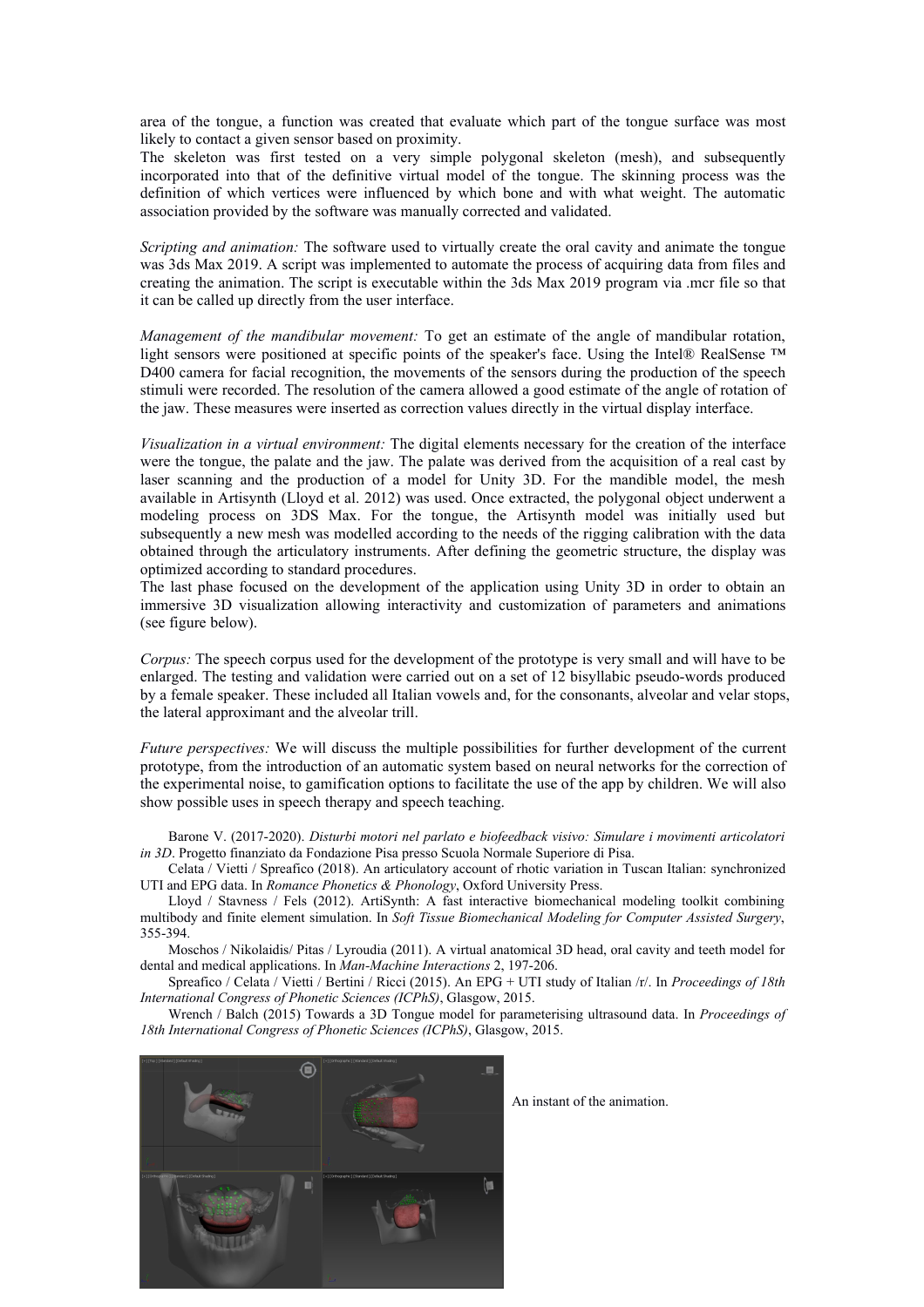area of the tongue, a function was created that evaluate which part of the tongue surface was most likely to contact a given sensor based on proximity.
The skeleton was first tested on a very simple polygonal skeleton (mesh), and subsequently incorporated into that of the definitive virtual model of the tongue. The skinning process was the definition of which vertices were influenced by which bone and with what weight. The automatic association provided by the software was manually corrected and validated.

*Scripting and animation:* The software used to virtually create the oral cavity and animate the tongue was 3ds Max 2019. A script was implemented to automate the process of acquiring data from files and creating the animation. The script is executable within the 3ds Max 2019 program via .mcr file so that it can be called up directly from the user interface.

*Management of the mandibular movement:* To get an estimate of the angle of mandibular rotation, light sensors were positioned at specific points of the speaker's face. Using the Intel® RealSense ™ D400 camera for facial recognition, the movements of the sensors during the production of the speech stimuli were recorded. The resolution of the camera allowed a good estimate of the angle of rotation of the jaw. These measures were inserted as correction values directly in the virtual display interface.

*Visualization in a virtual environment:* The digital elements necessary for the creation of the interface were the tongue, the palate and the jaw. The palate was derived from the acquisition of a real cast by laser scanning and the production of a model for Unity 3D. For the mandible model, the mesh available in Artisynth (Lloyd et al. 2012) was used. Once extracted, the polygonal object underwent a modeling process on 3DS Max. For the tongue, the Artisynth model was initially used but subsequently a new mesh was modelled according to the needs of the rigging calibration with the data obtained through the articulatory instruments. After defining the geometric structure, the display was optimized according to standard procedures.
The last phase focused on the development of the application using Unity 3D in order to obtain an immersive 3D visualization allowing interactivity and customization of parameters and animations (see figure below).

*Corpus:* The speech corpus used for the development of the prototype is very small and will have to be enlarged. The testing and validation were carried out on a set of 12 bisyllabic pseudo-words produced by a female speaker. These included all Italian vowels and, for the consonants, alveolar and velar stops, the lateral approximant and the alveolar trill.

*Future perspectives:* We will discuss the multiple possibilities for further development of the current prototype, from the introduction of an automatic system based on neural networks for the correction of the experimental noise, to gamification options to facilitate the use of the app by children. We will also show possible uses in speech therapy and speech teaching.

Barone V. (2017-2020). *Disturbi motori nel parlato e biofeedback visivo: Simulare i movimenti articolatori in 3D*. Progetto finanziato da Fondazione Pisa presso Scuola Normale Superiore di Pisa.

Celata / Vietti / Spreafico (2018). An articulatory account of rhotic variation in Tuscan Italian: synchronized UTI and EPG data. In *Romance Phonetics & Phonology*, Oxford University Press.

Lloyd / Stavness / Fels (2012). ArtiSynth: A fast interactive biomechanical modeling toolkit combining multibody and finite element simulation. In *Soft Tissue Biomechanical Modeling for Computer Assisted Surgery*, 355-394.

Moschos / Nikolaidis/ Pitas / Lyroudia (2011). A virtual anatomical 3D head, oral cavity and teeth model for dental and medical applications. In *Man-Machine Interactions* 2, 197-206.

Spreafico / Celata / Vietti / Bertini / Ricci (2015). An EPG + UTI study of Italian /r/. In *Proceedings of 18th International Congress of Phonetic Sciences (ICPhS)*, Glasgow, 2015.

Wrench / Balch (2015) Towards a 3D Tongue model for parameterising ultrasound data. In *Proceedings of 18th International Congress of Phonetic Sciences (ICPhS)*, Glasgow, 2015.

An instant of the animation.